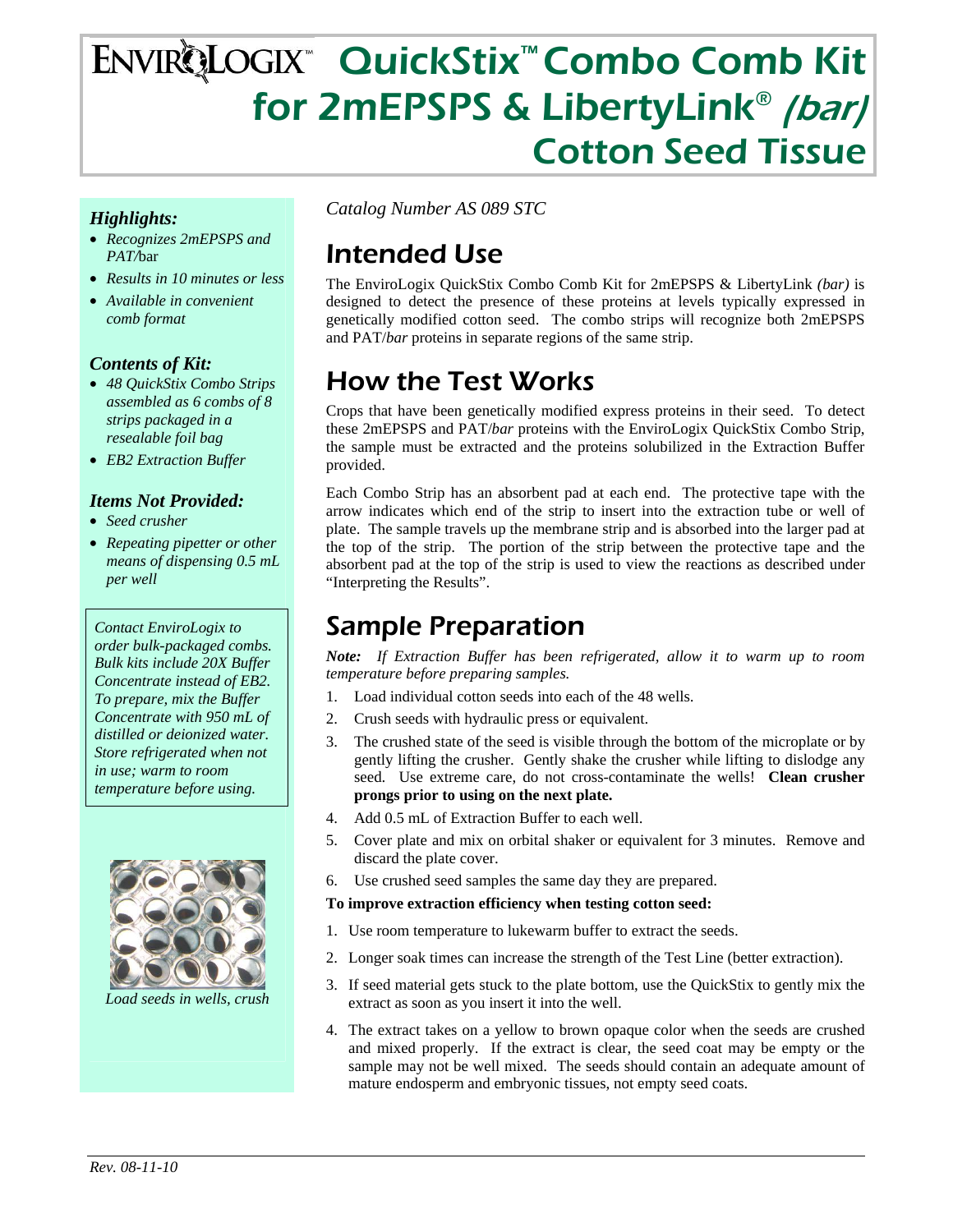# EnviroLogix™ QuickStix™ Combo Comb Kit for 2mEPSPS & LibertyLink® *(bar)* Cotton Seed Tissue

*Catalog Number AS 089 STC*

### *Highlights:*

- *Recognizes 2mEPSPS and PAT/*bar
- *Results in 10 minutes or less*
- *Available in convenient comb format*

### *Contents of Kit:*

- *48 QuickStix Combo Strips assembled as 6 combs of 8 strips packaged in a resealable foil bag*
- *EB2 Extraction Buffer*

### *Items Not Provided:*

- *Seed crusher*
- *Repeating pipetter or other means of dispensing 0.5 mL per well*

*Contact EnviroLogix to order bulk-packaged combs. Bulk kits include 20X Buffer Concentrate instead of EB2. To prepare, mix the Buffer Concentrate with 950 mL of distilled or deionized water. Store refrigerated when not in use; warm to room temperature before using.*

*Load seeds in wells, crush*

## Intended Use

The EnviroLogix QuickStix Combo Comb Kit for 2mEPSPS & LibertyLink *(bar)* is designed to detect the presence of these proteins at levels typically expressed in genetically modified cotton seed. The combo strips will recognize both 2mEPSPS and PAT/*bar* proteins in separate regions of the same strip.

## How the Test Works

Crops that have been genetically modified express proteins in their seed. To detect these 2mEPSPS and PAT/*bar* proteins with the EnviroLogix QuickStix Combo Strip, the sample must be extracted and the proteins solubilized in the Extraction Buffer provided.

Each Combo Strip has an absorbent pad at each end. The protective tape with the arrow indicates which end of the strip to insert into the extraction tube or well of plate. The sample travels up the membrane strip and is absorbed into the larger pad at the top of the strip. The portion of the strip between the protective tape and the absorbent pad at the top of the strip is used to view the reactions as described under "Interpreting the Results".

## Sample Preparation

***Note:*** *If Extraction Buffer has been refrigerated, allow it to warm up to room temperature before preparing samples.*

1. Load individual cotton seeds into each of the 48 wells.
2. Crush seeds with hydraulic press or equivalent.
3. The crushed state of the seed is visible through the bottom of the microplate or by gently lifting the crusher. Gently shake the crusher while lifting to dislodge any seed. Use extreme care, do not cross-contaminate the wells! **Clean crusher prongs prior to using on the next plate.**
4. Add 0.5 mL of Extraction Buffer to each well.
5. Cover plate and mix on orbital shaker or equivalent for 3 minutes. Remove and discard the plate cover.
6. Use crushed seed samples the same day they are prepared.

**To improve extraction efficiency when testing cotton seed:**

1. Use room temperature to lukewarm buffer to extract the seeds.
2. Longer soak times can increase the strength of the Test Line (better extraction).
3. If seed material gets stuck to the plate bottom, use the QuickStix to gently mix the extract as soon as you insert it into the well.
4. The extract takes on a yellow to brown opaque color when the seeds are crushed and mixed properly. If the extract is clear, the seed coat may be empty or the sample may not be well mixed. The seeds should contain an adequate amount of mature endosperm and embryonic tissues, not empty seed coats.

*Rev. 08-11-10*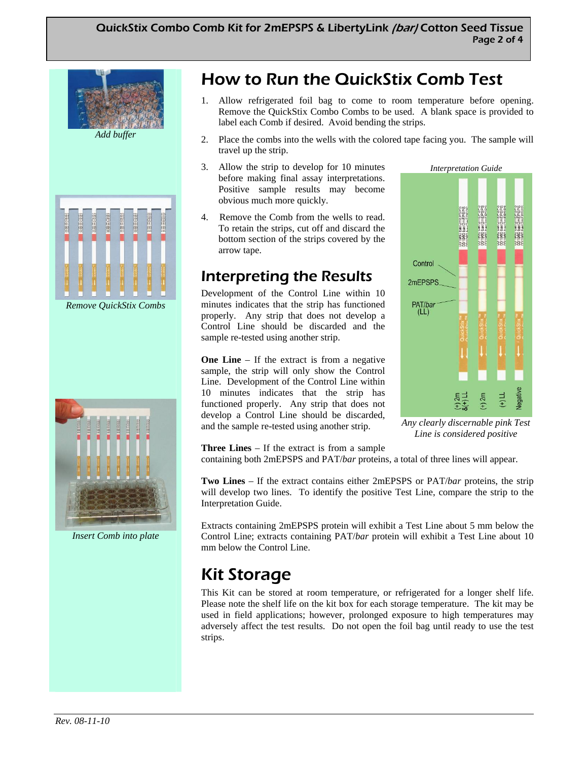# How to Run the QuickStix Comb Test

1. Allow refrigerated foil bag to come to room temperature before opening. Remove the QuickStix Combo Combs to be used. A blank space is provided to label each Comb if desired. Avoid bending the strips.
2. Place the combs into the wells with the colored tape facing you. The sample will travel up the strip.
3. Allow the strip to develop for 10 minutes before making final assay interpretations. Positive sample results may become obvious much more quickly.
4. Remove the Comb from the wells to read. To retain the strips, cut off and discard the bottom section of the strips covered by the arrow tape.

*Add buffer*

*Remove QuickStix Combs*

*Insert Comb into plate*

*Interpretation Guide*

*Any clearly discernable pink Test Line is considered positive*

## Interpreting the Results

Development of the Control Line within 10 minutes indicates that the strip has functioned properly. Any strip that does not develop a Control Line should be discarded and the sample re-tested using another strip.

**One Line** – If the extract is from a negative sample, the strip will only show the Control Line. Development of the Control Line within 10 minutes indicates that the strip has functioned properly. Any strip that does not develop a Control Line should be discarded, and the sample re-tested using another strip.

**Three Lines** – If the extract is from a sample containing both 2mEPSPS and PAT/*bar* proteins, a total of three lines will appear.

**Two Lines** – If the extract contains either 2mEPSPS or PAT/*bar* proteins, the strip will develop two lines. To identify the positive Test Line, compare the strip to the Interpretation Guide.

Extracts containing 2mEPSPS protein will exhibit a Test Line about 5 mm below the Control Line; extracts containing PAT/*bar* protein will exhibit a Test Line about 10 mm below the Control Line.

# Kit Storage

This Kit can be stored at room temperature, or refrigerated for a longer shelf life. Please note the shelf life on the kit box for each storage temperature. The kit may be used in field applications; however, prolonged exposure to high temperatures may adversely affect the test results. Do not open the foil bag until ready to use the test strips.

*Rev. 08-11-10*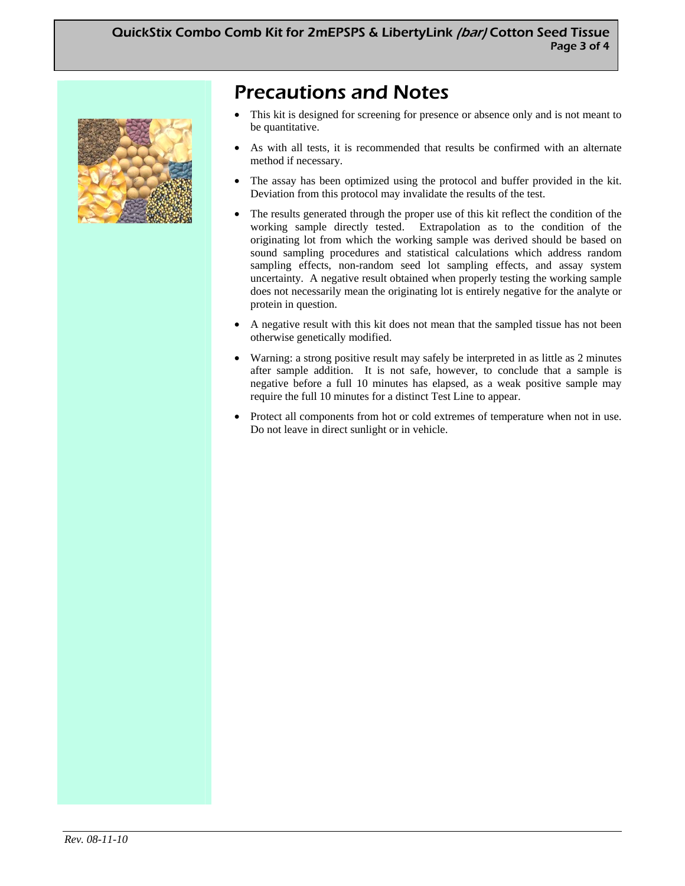# Precautions and Notes

- This kit is designed for screening for presence or absence only and is not meant to be quantitative.
- As with all tests, it is recommended that results be confirmed with an alternate method if necessary.
- The assay has been optimized using the protocol and buffer provided in the kit. Deviation from this protocol may invalidate the results of the test.
- The results generated through the proper use of this kit reflect the condition of the working sample directly tested. Extrapolation as to the condition of the originating lot from which the working sample was derived should be based on sound sampling procedures and statistical calculations which address random sampling effects, non-random seed lot sampling effects, and assay system uncertainty. A negative result obtained when properly testing the working sample does not necessarily mean the originating lot is entirely negative for the analyte or protein in question.
- A negative result with this kit does not mean that the sampled tissue has not been otherwise genetically modified.
- Warning: a strong positive result may safely be interpreted in as little as 2 minutes after sample addition. It is not safe, however, to conclude that a sample is negative before a full 10 minutes has elapsed, as a weak positive sample may require the full 10 minutes for a distinct Test Line to appear.
- Protect all components from hot or cold extremes of temperature when not in use. Do not leave in direct sunlight or in vehicle.

*Rev. 08-11-10*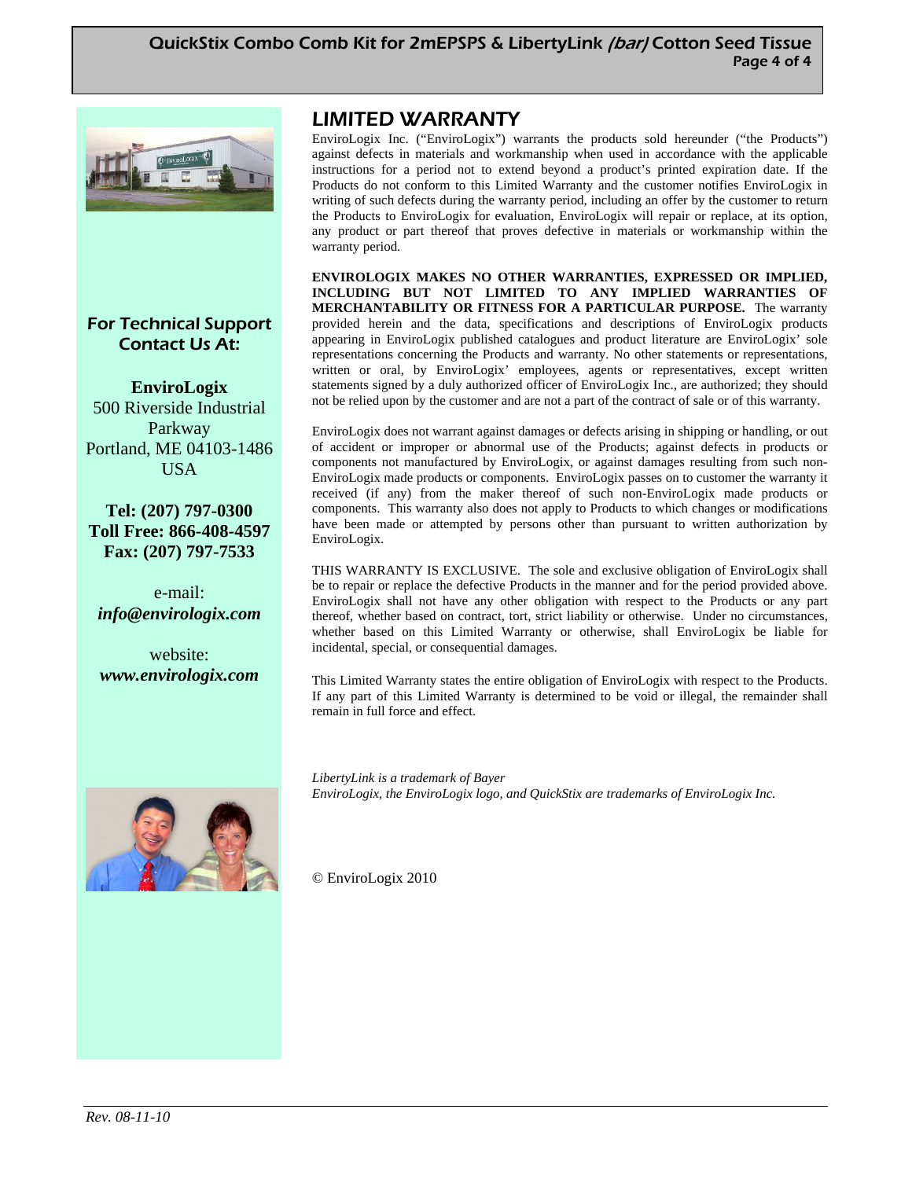## For Technical Support Contact Us At:

**EnviroLogix**
500 Riverside Industrial Parkway
Portland, ME 04103-1486
USA

**Tel: (207) 797-0300**
**Toll Free: 866-408-4597**
**Fax: (207) 797-7533**

e-mail:
***info@envirologix.com***

website:
***www.envirologix.com***

## LIMITED WARRANTY

EnviroLogix Inc. ("EnviroLogix") warrants the products sold hereunder ("the Products") against defects in materials and workmanship when used in accordance with the applicable instructions for a period not to extend beyond a product's printed expiration date. If the Products do not conform to this Limited Warranty and the customer notifies EnviroLogix in writing of such defects during the warranty period, including an offer by the customer to return the Products to EnviroLogix for evaluation, EnviroLogix will repair or replace, at its option, any product or part thereof that proves defective in materials or workmanship within the warranty period.

**ENVIROLOGIX MAKES NO OTHER WARRANTIES, EXPRESSED OR IMPLIED, INCLUDING BUT NOT LIMITED TO ANY IMPLIED WARRANTIES OF MERCHANTABILITY OR FITNESS FOR A PARTICULAR PURPOSE.** The warranty provided herein and the data, specifications and descriptions of EnviroLogix products appearing in EnviroLogix published catalogues and product literature are EnviroLogix' sole representations concerning the Products and warranty. No other statements or representations, written or oral, by EnviroLogix' employees, agents or representatives, except written statements signed by a duly authorized officer of EnviroLogix Inc., are authorized; they should not be relied upon by the customer and are not a part of the contract of sale or of this warranty.

EnviroLogix does not warrant against damages or defects arising in shipping or handling, or out of accident or improper or abnormal use of the Products; against defects in products or components not manufactured by EnviroLogix, or against damages resulting from such non-EnviroLogix made products or components. EnviroLogix passes on to customer the warranty it received (if any) from the maker thereof of such non-EnviroLogix made products or components. This warranty also does not apply to Products to which changes or modifications have been made or attempted by persons other than pursuant to written authorization by EnviroLogix.

THIS WARRANTY IS EXCLUSIVE. The sole and exclusive obligation of EnviroLogix shall be to repair or replace the defective Products in the manner and for the period provided above. EnviroLogix shall not have any other obligation with respect to the Products or any part thereof, whether based on contract, tort, strict liability or otherwise. Under no circumstances, whether based on this Limited Warranty or otherwise, shall EnviroLogix be liable for incidental, special, or consequential damages.

This Limited Warranty states the entire obligation of EnviroLogix with respect to the Products. If any part of this Limited Warranty is determined to be void or illegal, the remainder shall remain in full force and effect.

*LibertyLink is a trademark of Bayer*
*EnviroLogix, the EnviroLogix logo, and QuickStix are trademarks of EnviroLogix Inc.*

© EnviroLogix 2010

*Rev. 08-11-10*